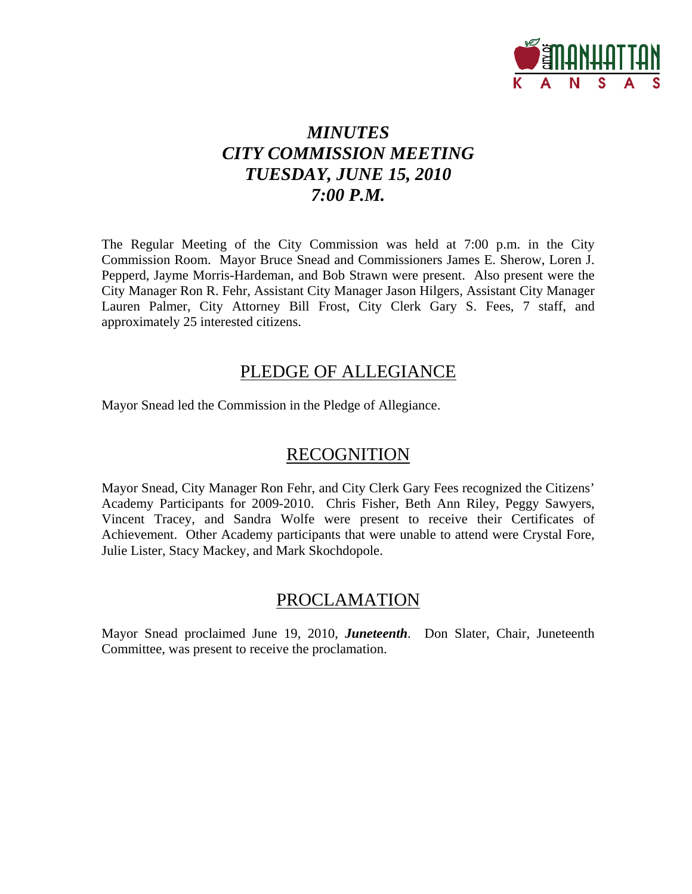# *MINUTES*
# *CITY COMMISSION MEETING*
# *TUESDAY, JUNE 15, 2010*
# *7:00 P.M.*

The Regular Meeting of the City Commission was held at 7:00 p.m. in the City Commission Room. Mayor Bruce Snead and Commissioners James E. Sherow, Loren J. Pepperd, Jayme Morris-Hardeman, and Bob Strawn were present. Also present were the City Manager Ron R. Fehr, Assistant City Manager Jason Hilgers, Assistant City Manager Lauren Palmer, City Attorney Bill Frost, City Clerk Gary S. Fees, 7 staff, and approximately 25 interested citizens.

## PLEDGE OF ALLEGIANCE

Mayor Snead led the Commission in the Pledge of Allegiance.

## RECOGNITION

Mayor Snead, City Manager Ron Fehr, and City Clerk Gary Fees recognized the Citizens' Academy Participants for 2009-2010. Chris Fisher, Beth Ann Riley, Peggy Sawyers, Vincent Tracey, and Sandra Wolfe were present to receive their Certificates of Achievement. Other Academy participants that were unable to attend were Crystal Fore, Julie Lister, Stacy Mackey, and Mark Skochdopole.

## PROCLAMATION

Mayor Snead proclaimed June 19, 2010, ***Juneteenth***. Don Slater, Chair, Juneteenth Committee, was present to receive the proclamation.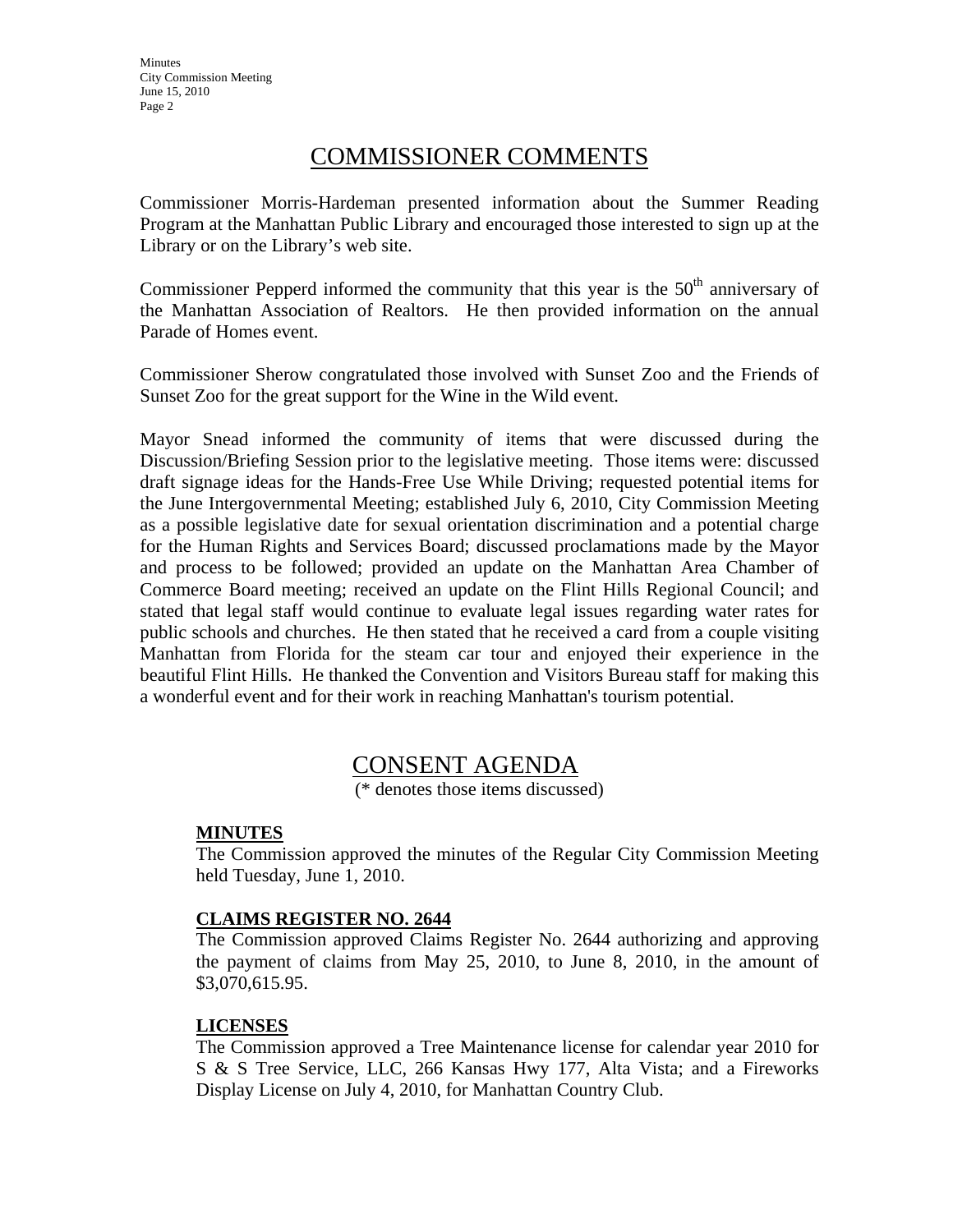# COMMISSIONER COMMENTS

Commissioner Morris-Hardeman presented information about the Summer Reading Program at the Manhattan Public Library and encouraged those interested to sign up at the Library or on the Library's web site.

Commissioner Pepperd informed the community that this year is the 50th anniversary of the Manhattan Association of Realtors. He then provided information on the annual Parade of Homes event.

Commissioner Sherow congratulated those involved with Sunset Zoo and the Friends of Sunset Zoo for the great support for the Wine in the Wild event.

Mayor Snead informed the community of items that were discussed during the Discussion/Briefing Session prior to the legislative meeting. Those items were: discussed draft signage ideas for the Hands-Free Use While Driving; requested potential items for the June Intergovernmental Meeting; established July 6, 2010, City Commission Meeting as a possible legislative date for sexual orientation discrimination and a potential charge for the Human Rights and Services Board; discussed proclamations made by the Mayor and process to be followed; provided an update on the Manhattan Area Chamber of Commerce Board meeting; received an update on the Flint Hills Regional Council; and stated that legal staff would continue to evaluate legal issues regarding water rates for public schools and churches. He then stated that he received a card from a couple visiting Manhattan from Florida for the steam car tour and enjoyed their experience in the beautiful Flint Hills. He thanked the Convention and Visitors Bureau staff for making this a wonderful event and for their work in reaching Manhattan's tourism potential.

# CONSENT AGENDA

(* denotes those items discussed)

**MINUTES**

The Commission approved the minutes of the Regular City Commission Meeting held Tuesday, June 1, 2010.

**CLAIMS REGISTER NO. 2644**

The Commission approved Claims Register No. 2644 authorizing and approving the payment of claims from May 25, 2010, to June 8, 2010, in the amount of $3,070,615.95.

**LICENSES**

The Commission approved a Tree Maintenance license for calendar year 2010 for S & S Tree Service, LLC, 266 Kansas Hwy 177, Alta Vista; and a Fireworks Display License on July 4, 2010, for Manhattan Country Club.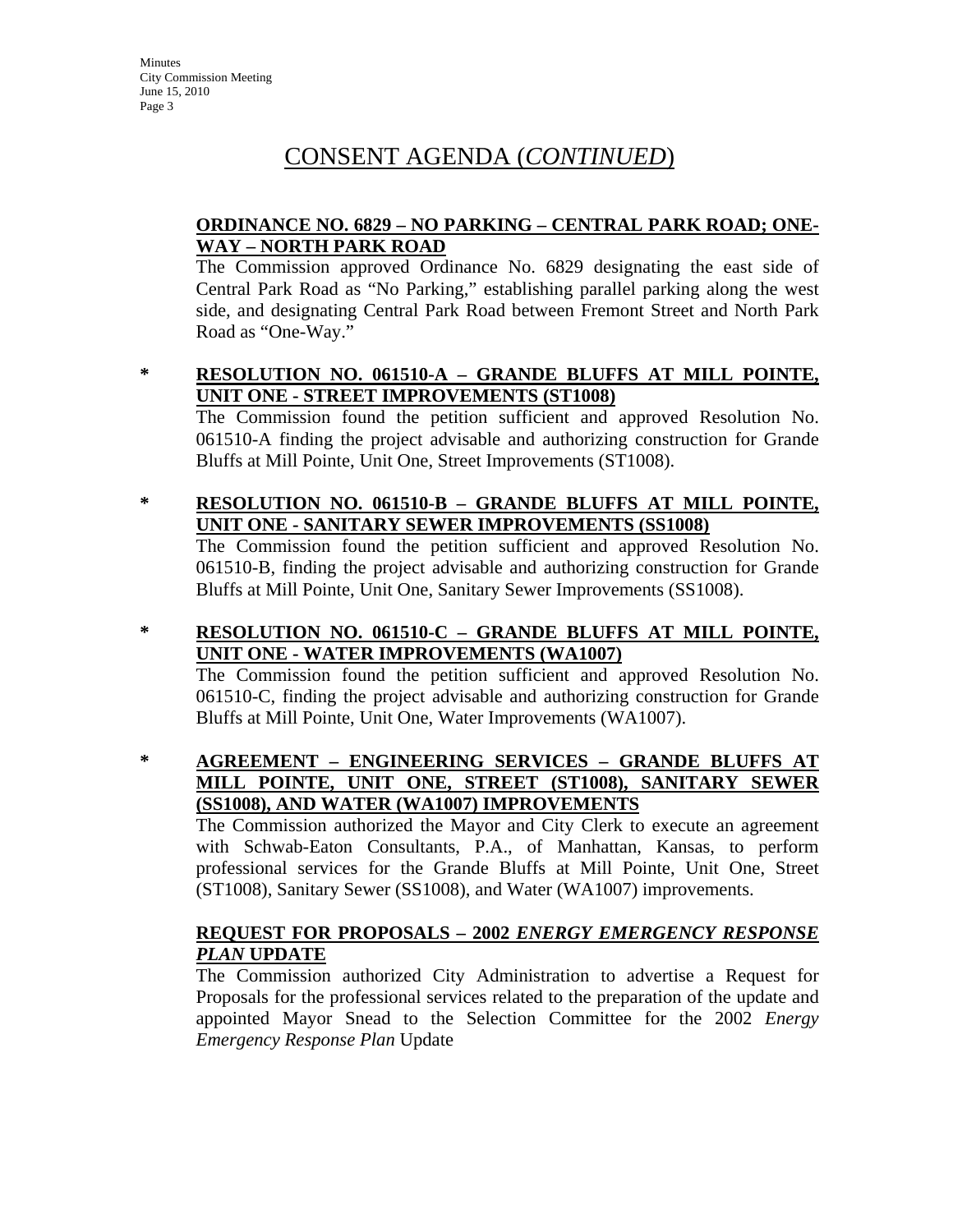# CONSENT AGENDA (*CONTINUED*)

**ORDINANCE NO. 6829 – NO PARKING – CENTRAL PARK ROAD; ONE-WAY – NORTH PARK ROAD**

The Commission approved Ordinance No. 6829 designating the east side of Central Park Road as "No Parking," establishing parallel parking along the west side, and designating Central Park Road between Fremont Street and North Park Road as "One-Way."

\* **RESOLUTION NO. 061510-A – GRANDE BLUFFS AT MILL POINTE, UNIT ONE - STREET IMPROVEMENTS (ST1008)**

The Commission found the petition sufficient and approved Resolution No. 061510-A finding the project advisable and authorizing construction for Grande Bluffs at Mill Pointe, Unit One, Street Improvements (ST1008).

\* **RESOLUTION NO. 061510-B – GRANDE BLUFFS AT MILL POINTE, UNIT ONE - SANITARY SEWER IMPROVEMENTS (SS1008)**

The Commission found the petition sufficient and approved Resolution No. 061510-B, finding the project advisable and authorizing construction for Grande Bluffs at Mill Pointe, Unit One, Sanitary Sewer Improvements (SS1008).

\* **RESOLUTION NO. 061510-C – GRANDE BLUFFS AT MILL POINTE, UNIT ONE - WATER IMPROVEMENTS (WA1007)**

The Commission found the petition sufficient and approved Resolution No. 061510-C, finding the project advisable and authorizing construction for Grande Bluffs at Mill Pointe, Unit One, Water Improvements (WA1007).

\* **AGREEMENT – ENGINEERING SERVICES – GRANDE BLUFFS AT MILL POINTE, UNIT ONE, STREET (ST1008), SANITARY SEWER (SS1008), AND WATER (WA1007) IMPROVEMENTS**

The Commission authorized the Mayor and City Clerk to execute an agreement with Schwab-Eaton Consultants, P.A., of Manhattan, Kansas, to perform professional services for the Grande Bluffs at Mill Pointe, Unit One, Street (ST1008), Sanitary Sewer (SS1008), and Water (WA1007) improvements.

**REQUEST FOR PROPOSALS – 2002 *ENERGY EMERGENCY RESPONSE PLAN* UPDATE**

The Commission authorized City Administration to advertise a Request for Proposals for the professional services related to the preparation of the update and appointed Mayor Snead to the Selection Committee for the 2002 *Energy Emergency Response Plan* Update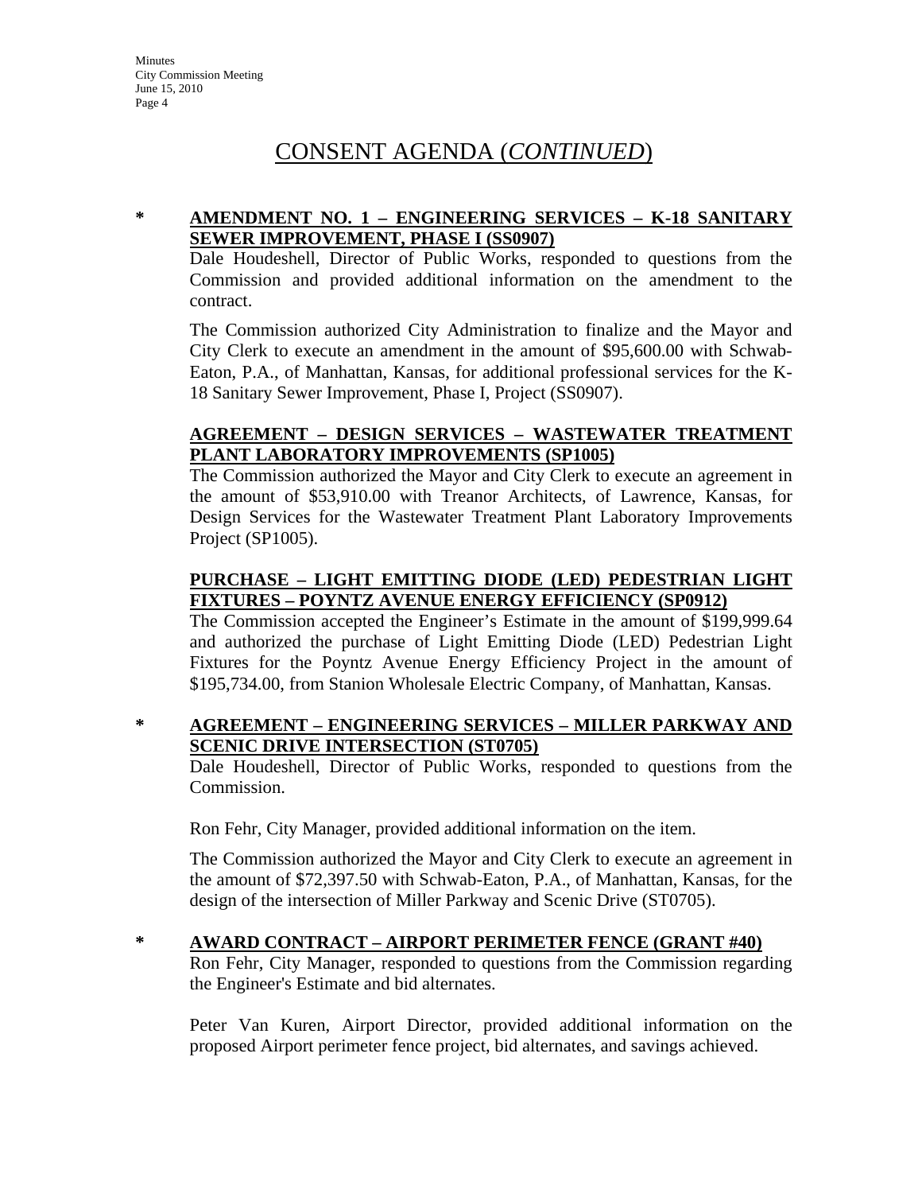# CONSENT AGENDA (*CONTINUED*)

\* **AMENDMENT NO. 1 – ENGINEERING SERVICES – K-18 SANITARY SEWER IMPROVEMENT, PHASE I (SS0907)**

Dale Houdeshell, Director of Public Works, responded to questions from the Commission and provided additional information on the amendment to the contract.

The Commission authorized City Administration to finalize and the Mayor and City Clerk to execute an amendment in the amount of $95,600.00 with Schwab-Eaton, P.A., of Manhattan, Kansas, for additional professional services for the K-18 Sanitary Sewer Improvement, Phase I, Project (SS0907).

**AGREEMENT – DESIGN SERVICES – WASTEWATER TREATMENT PLANT LABORATORY IMPROVEMENTS (SP1005)**

The Commission authorized the Mayor and City Clerk to execute an agreement in the amount of $53,910.00 with Treanor Architects, of Lawrence, Kansas, for Design Services for the Wastewater Treatment Plant Laboratory Improvements Project (SP1005).

**PURCHASE – LIGHT EMITTING DIODE (LED) PEDESTRIAN LIGHT FIXTURES – POYNTZ AVENUE ENERGY EFFICIENCY (SP0912)**

The Commission accepted the Engineer's Estimate in the amount of $199,999.64 and authorized the purchase of Light Emitting Diode (LED) Pedestrian Light Fixtures for the Poyntz Avenue Energy Efficiency Project in the amount of $195,734.00, from Stanion Wholesale Electric Company, of Manhattan, Kansas.

\* **AGREEMENT – ENGINEERING SERVICES – MILLER PARKWAY AND SCENIC DRIVE INTERSECTION (ST0705)**

Dale Houdeshell, Director of Public Works, responded to questions from the Commission.

Ron Fehr, City Manager, provided additional information on the item.

The Commission authorized the Mayor and City Clerk to execute an agreement in the amount of $72,397.50 with Schwab-Eaton, P.A., of Manhattan, Kansas, for the design of the intersection of Miller Parkway and Scenic Drive (ST0705).

\* **AWARD CONTRACT – AIRPORT PERIMETER FENCE (GRANT #40)**

Ron Fehr, City Manager, responded to questions from the Commission regarding the Engineer's Estimate and bid alternates.

Peter Van Kuren, Airport Director, provided additional information on the proposed Airport perimeter fence project, bid alternates, and savings achieved.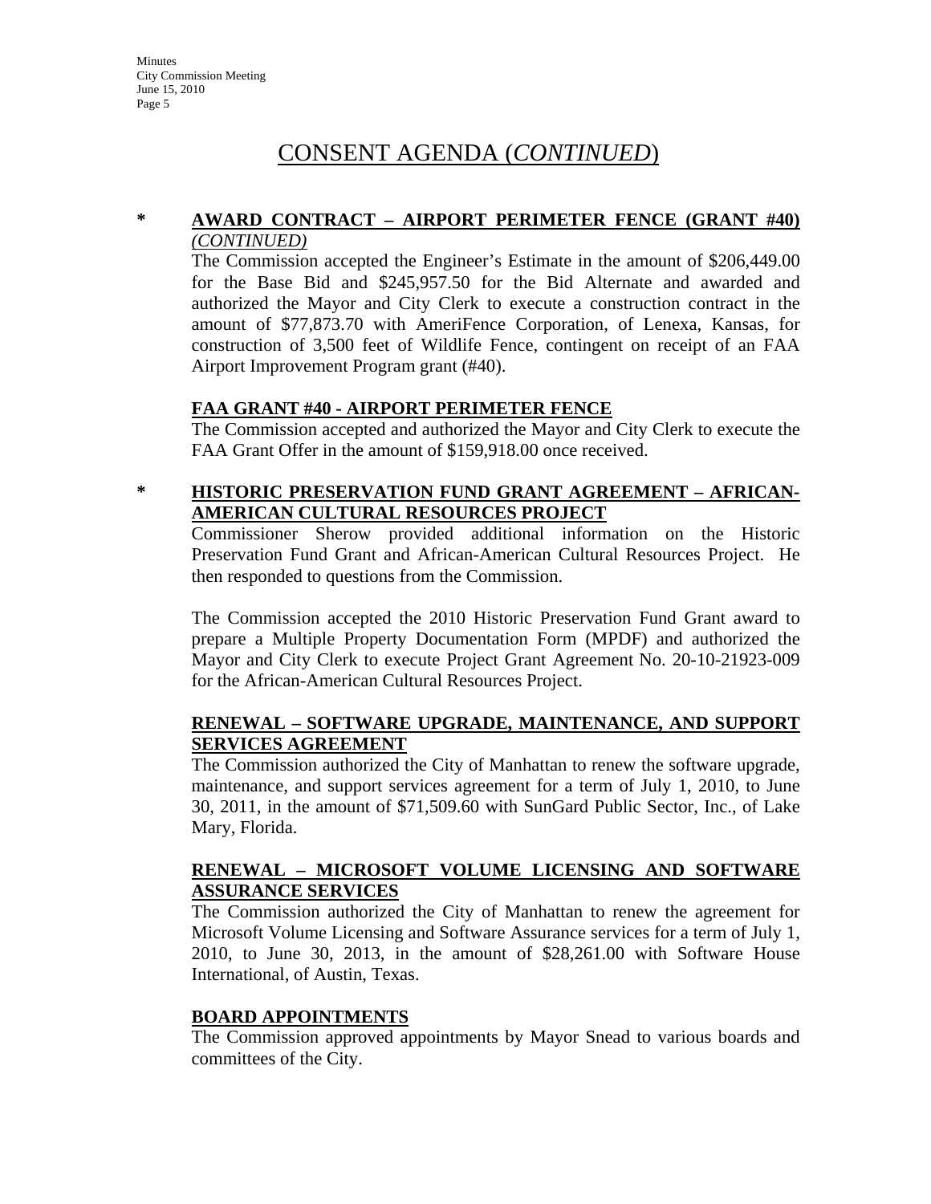# CONSENT AGENDA (*CONTINUED*)

**\*** **AWARD CONTRACT – AIRPORT PERIMETER FENCE (GRANT #40)** *(CONTINUED)*

The Commission accepted the Engineer's Estimate in the amount of $206,449.00 for the Base Bid and $245,957.50 for the Bid Alternate and awarded and authorized the Mayor and City Clerk to execute a construction contract in the amount of $77,873.70 with AmeriFence Corporation, of Lenexa, Kansas, for construction of 3,500 feet of Wildlife Fence, contingent on receipt of an FAA Airport Improvement Program grant (#40).

**FAA GRANT #40 - AIRPORT PERIMETER FENCE**

The Commission accepted and authorized the Mayor and City Clerk to execute the FAA Grant Offer in the amount of $159,918.00 once received.

**\*** **HISTORIC PRESERVATION FUND GRANT AGREEMENT – AFRICAN-AMERICAN CULTURAL RESOURCES PROJECT**

Commissioner Sherow provided additional information on the Historic Preservation Fund Grant and African-American Cultural Resources Project. He then responded to questions from the Commission.

The Commission accepted the 2010 Historic Preservation Fund Grant award to prepare a Multiple Property Documentation Form (MPDF) and authorized the Mayor and City Clerk to execute Project Grant Agreement No. 20-10-21923-009 for the African-American Cultural Resources Project.

**RENEWAL – SOFTWARE UPGRADE, MAINTENANCE, AND SUPPORT SERVICES AGREEMENT**

The Commission authorized the City of Manhattan to renew the software upgrade, maintenance, and support services agreement for a term of July 1, 2010, to June 30, 2011, in the amount of $71,509.60 with SunGard Public Sector, Inc., of Lake Mary, Florida.

**RENEWAL – MICROSOFT VOLUME LICENSING AND SOFTWARE ASSURANCE SERVICES**

The Commission authorized the City of Manhattan to renew the agreement for Microsoft Volume Licensing and Software Assurance services for a term of July 1, 2010, to June 30, 2013, in the amount of $28,261.00 with Software House International, of Austin, Texas.

**BOARD APPOINTMENTS**

The Commission approved appointments by Mayor Snead to various boards and committees of the City.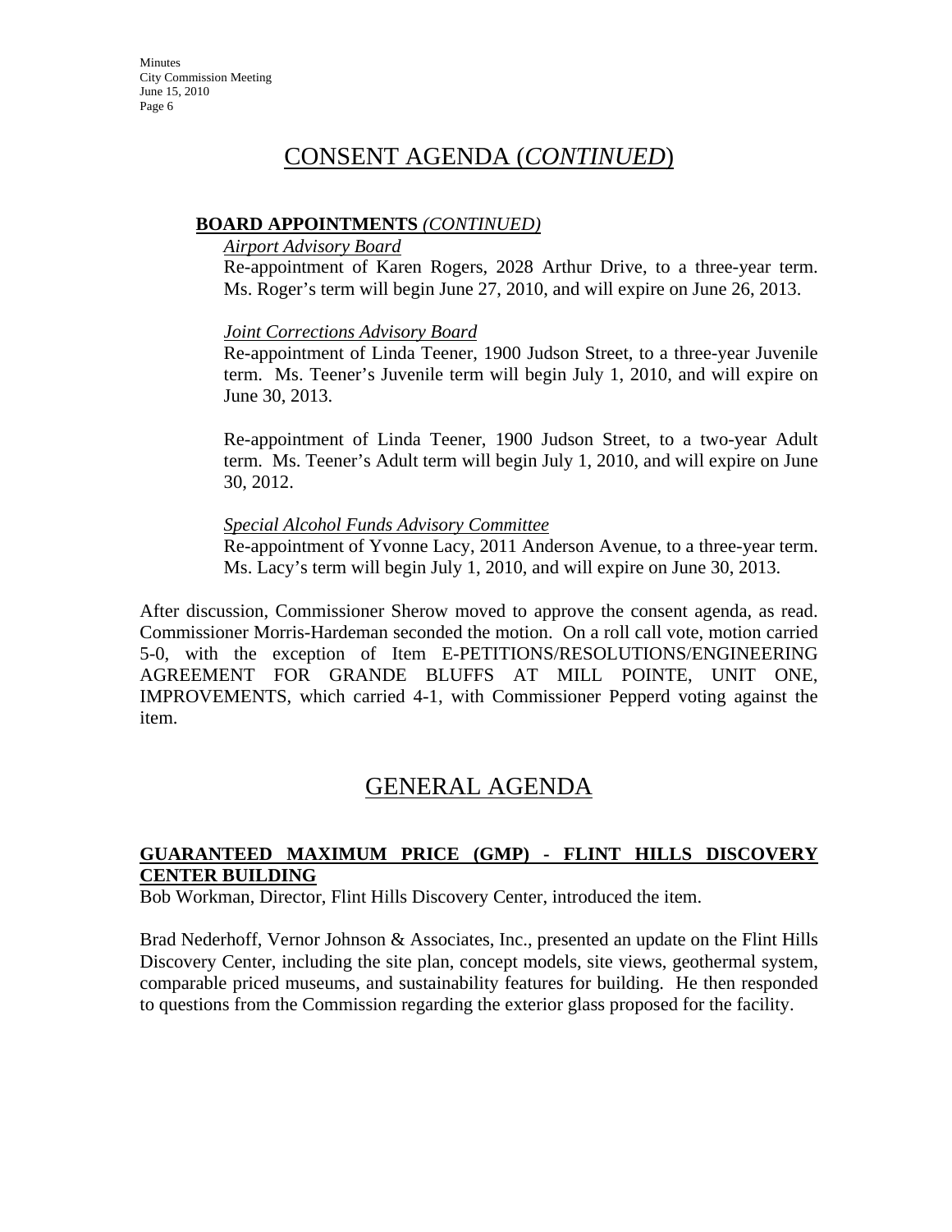# CONSENT AGENDA (*CONTINUED*)

**BOARD APPOINTMENTS** *(CONTINUED)*

*Airport Advisory Board*

Re-appointment of Karen Rogers, 2028 Arthur Drive, to a three-year term. Ms. Roger's term will begin June 27, 2010, and will expire on June 26, 2013.

*Joint Corrections Advisory Board*

Re-appointment of Linda Teener, 1900 Judson Street, to a three-year Juvenile term. Ms. Teener's Juvenile term will begin July 1, 2010, and will expire on June 30, 2013.

Re-appointment of Linda Teener, 1900 Judson Street, to a two-year Adult term. Ms. Teener's Adult term will begin July 1, 2010, and will expire on June 30, 2012.

*Special Alcohol Funds Advisory Committee*

Re-appointment of Yvonne Lacy, 2011 Anderson Avenue, to a three-year term. Ms. Lacy's term will begin July 1, 2010, and will expire on June 30, 2013.

After discussion, Commissioner Sherow moved to approve the consent agenda, as read. Commissioner Morris-Hardeman seconded the motion. On a roll call vote, motion carried 5-0, with the exception of Item E-PETITIONS/RESOLUTIONS/ENGINEERING AGREEMENT FOR GRANDE BLUFFS AT MILL POINTE, UNIT ONE, IMPROVEMENTS, which carried 4-1, with Commissioner Pepperd voting against the item.

# GENERAL AGENDA

**GUARANTEED MAXIMUM PRICE (GMP) - FLINT HILLS DISCOVERY CENTER BUILDING**

Bob Workman, Director, Flint Hills Discovery Center, introduced the item.

Brad Nederhoff, Vernor Johnson & Associates, Inc., presented an update on the Flint Hills Discovery Center, including the site plan, concept models, site views, geothermal system, comparable priced museums, and sustainability features for building. He then responded to questions from the Commission regarding the exterior glass proposed for the facility.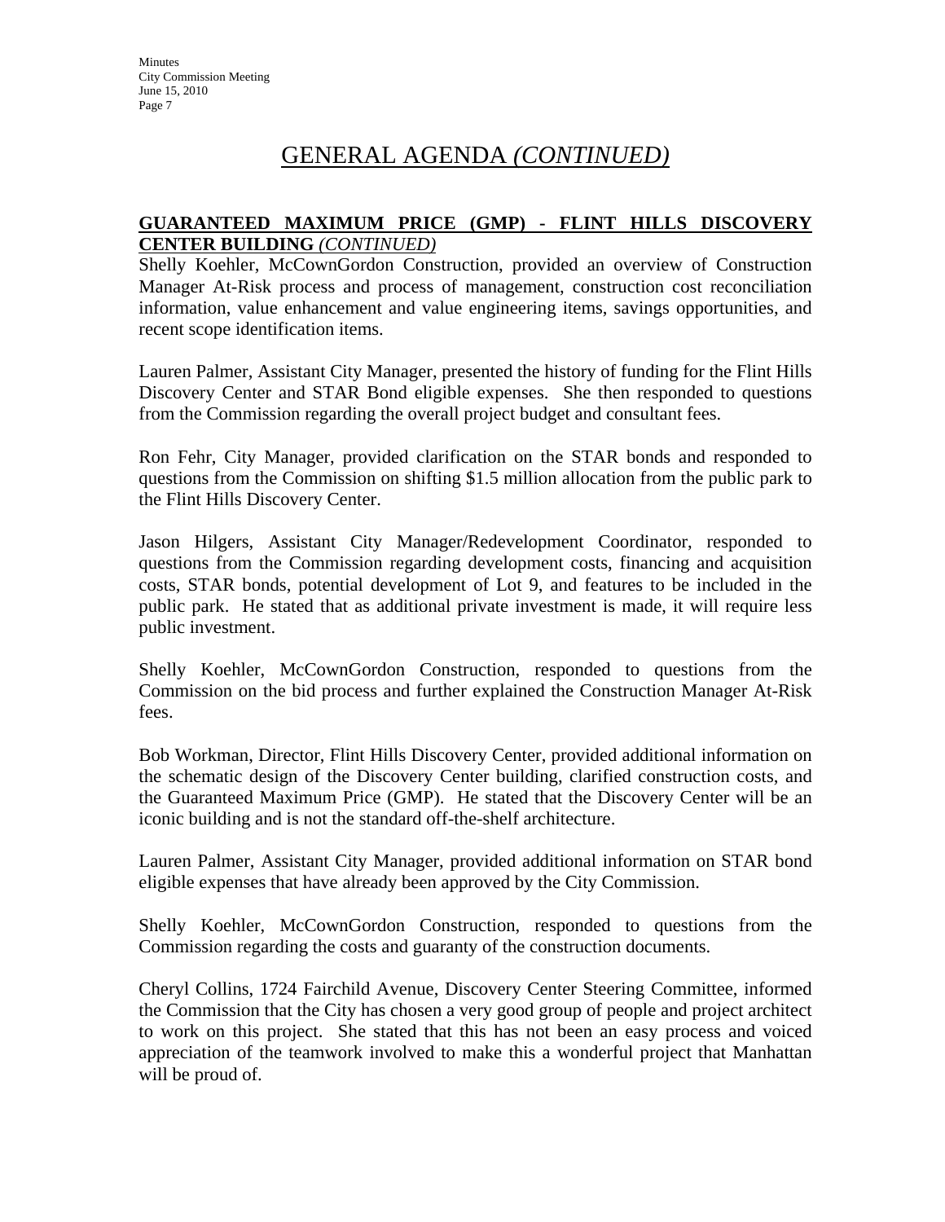# GENERAL AGENDA *(CONTINUED)*

**GUARANTEED MAXIMUM PRICE (GMP) - FLINT HILLS DISCOVERY CENTER BUILDING** *(CONTINUED)*

Shelly Koehler, McCownGordon Construction, provided an overview of Construction Manager At-Risk process and process of management, construction cost reconciliation information, value enhancement and value engineering items, savings opportunities, and recent scope identification items.

Lauren Palmer, Assistant City Manager, presented the history of funding for the Flint Hills Discovery Center and STAR Bond eligible expenses. She then responded to questions from the Commission regarding the overall project budget and consultant fees.

Ron Fehr, City Manager, provided clarification on the STAR bonds and responded to questions from the Commission on shifting $1.5 million allocation from the public park to the Flint Hills Discovery Center.

Jason Hilgers, Assistant City Manager/Redevelopment Coordinator, responded to questions from the Commission regarding development costs, financing and acquisition costs, STAR bonds, potential development of Lot 9, and features to be included in the public park. He stated that as additional private investment is made, it will require less public investment.

Shelly Koehler, McCownGordon Construction, responded to questions from the Commission on the bid process and further explained the Construction Manager At-Risk fees.

Bob Workman, Director, Flint Hills Discovery Center, provided additional information on the schematic design of the Discovery Center building, clarified construction costs, and the Guaranteed Maximum Price (GMP). He stated that the Discovery Center will be an iconic building and is not the standard off-the-shelf architecture.

Lauren Palmer, Assistant City Manager, provided additional information on STAR bond eligible expenses that have already been approved by the City Commission.

Shelly Koehler, McCownGordon Construction, responded to questions from the Commission regarding the costs and guaranty of the construction documents.

Cheryl Collins, 1724 Fairchild Avenue, Discovery Center Steering Committee, informed the Commission that the City has chosen a very good group of people and project architect to work on this project. She stated that this has not been an easy process and voiced appreciation of the teamwork involved to make this a wonderful project that Manhattan will be proud of.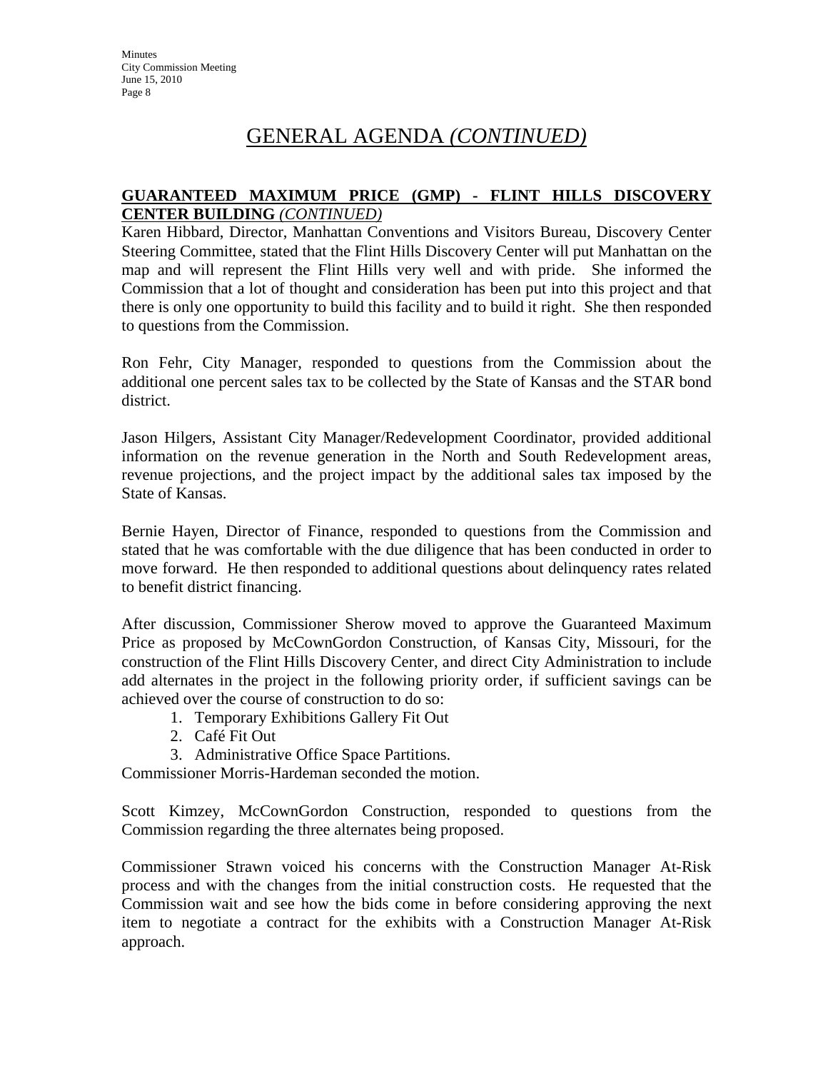# GENERAL AGENDA *(CONTINUED)*

## GUARANTEED MAXIMUM PRICE (GMP) - FLINT HILLS DISCOVERY CENTER BUILDING *(CONTINUED)*

Karen Hibbard, Director, Manhattan Conventions and Visitors Bureau, Discovery Center Steering Committee, stated that the Flint Hills Discovery Center will put Manhattan on the map and will represent the Flint Hills very well and with pride. She informed the Commission that a lot of thought and consideration has been put into this project and that there is only one opportunity to build this facility and to build it right. She then responded to questions from the Commission.

Ron Fehr, City Manager, responded to questions from the Commission about the additional one percent sales tax to be collected by the State of Kansas and the STAR bond district.

Jason Hilgers, Assistant City Manager/Redevelopment Coordinator, provided additional information on the revenue generation in the North and South Redevelopment areas, revenue projections, and the project impact by the additional sales tax imposed by the State of Kansas.

Bernie Hayen, Director of Finance, responded to questions from the Commission and stated that he was comfortable with the due diligence that has been conducted in order to move forward. He then responded to additional questions about delinquency rates related to benefit district financing.

After discussion, Commissioner Sherow moved to approve the Guaranteed Maximum Price as proposed by McCownGordon Construction, of Kansas City, Missouri, for the construction of the Flint Hills Discovery Center, and direct City Administration to include add alternates in the project in the following priority order, if sufficient savings can be achieved over the course of construction to do so:

1. Temporary Exhibitions Gallery Fit Out
2. Café Fit Out
3. Administrative Office Space Partitions.

Commissioner Morris-Hardeman seconded the motion.

Scott Kimzey, McCownGordon Construction, responded to questions from the Commission regarding the three alternates being proposed.

Commissioner Strawn voiced his concerns with the Construction Manager At-Risk process and with the changes from the initial construction costs. He requested that the Commission wait and see how the bids come in before considering approving the next item to negotiate a contract for the exhibits with a Construction Manager At-Risk approach.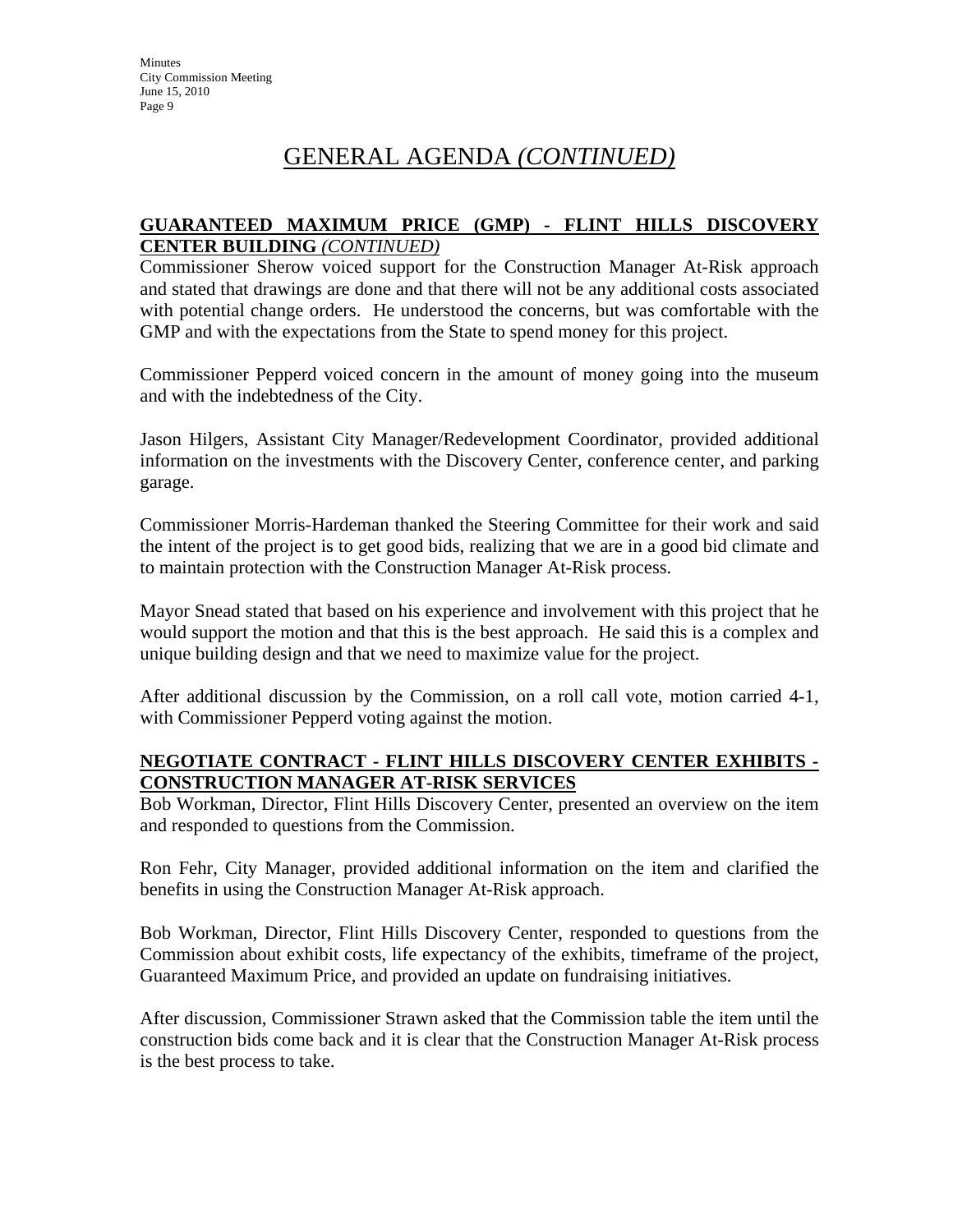# GENERAL AGENDA *(CONTINUED)*

**GUARANTEED MAXIMUM PRICE (GMP) - FLINT HILLS DISCOVERY CENTER BUILDING** *(CONTINUED)*

Commissioner Sherow voiced support for the Construction Manager At-Risk approach and stated that drawings are done and that there will not be any additional costs associated with potential change orders. He understood the concerns, but was comfortable with the GMP and with the expectations from the State to spend money for this project.

Commissioner Pepperd voiced concern in the amount of money going into the museum and with the indebtedness of the City.

Jason Hilgers, Assistant City Manager/Redevelopment Coordinator, provided additional information on the investments with the Discovery Center, conference center, and parking garage.

Commissioner Morris-Hardeman thanked the Steering Committee for their work and said the intent of the project is to get good bids, realizing that we are in a good bid climate and to maintain protection with the Construction Manager At-Risk process.

Mayor Snead stated that based on his experience and involvement with this project that he would support the motion and that this is the best approach. He said this is a complex and unique building design and that we need to maximize value for the project.

After additional discussion by the Commission, on a roll call vote, motion carried 4-1, with Commissioner Pepperd voting against the motion.

**NEGOTIATE CONTRACT - FLINT HILLS DISCOVERY CENTER EXHIBITS - CONSTRUCTION MANAGER AT-RISK SERVICES**

Bob Workman, Director, Flint Hills Discovery Center, presented an overview on the item and responded to questions from the Commission.

Ron Fehr, City Manager, provided additional information on the item and clarified the benefits in using the Construction Manager At-Risk approach.

Bob Workman, Director, Flint Hills Discovery Center, responded to questions from the Commission about exhibit costs, life expectancy of the exhibits, timeframe of the project, Guaranteed Maximum Price, and provided an update on fundraising initiatives.

After discussion, Commissioner Strawn asked that the Commission table the item until the construction bids come back and it is clear that the Construction Manager At-Risk process is the best process to take.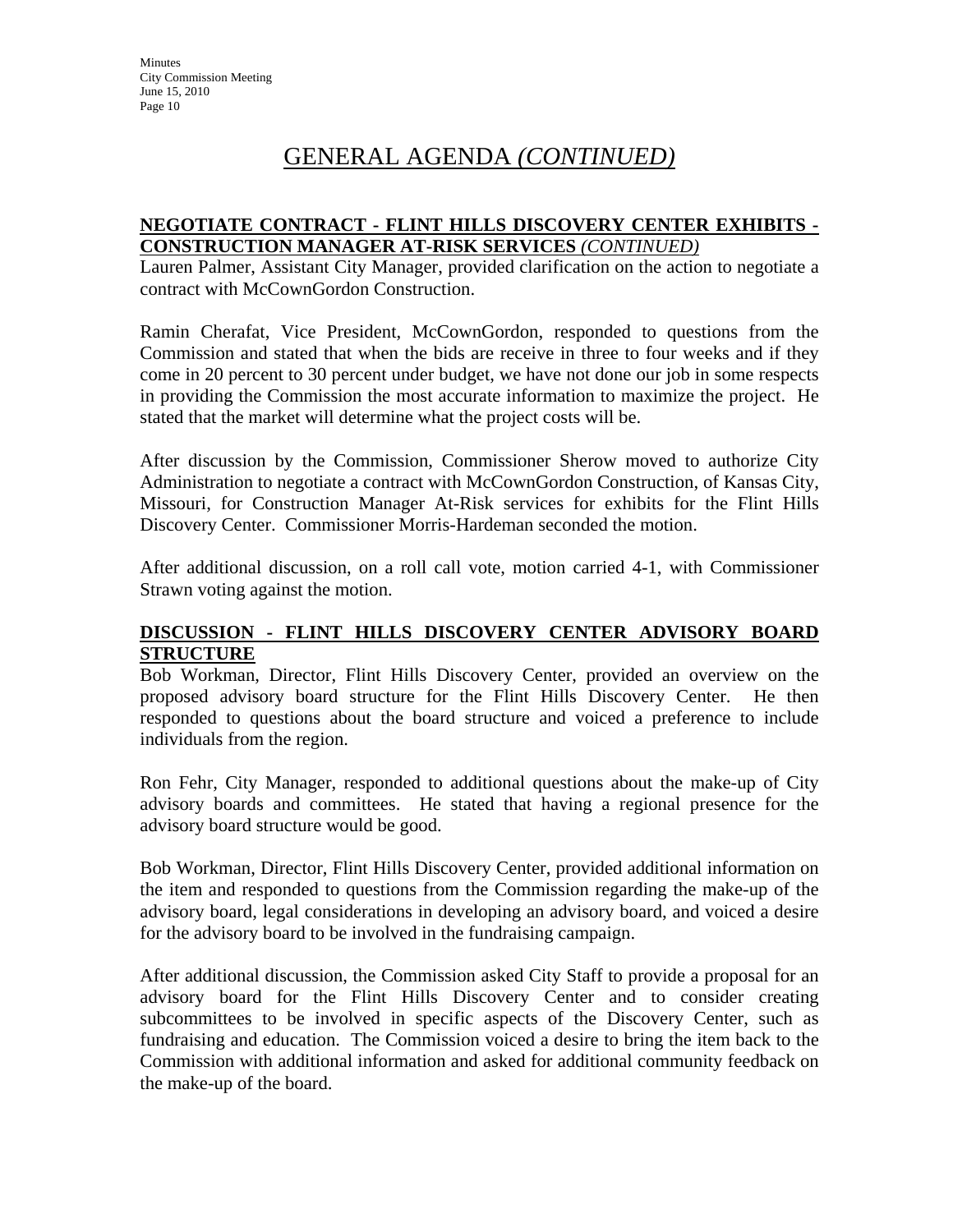# GENERAL AGENDA *(CONTINUED)*

**NEGOTIATE CONTRACT - FLINT HILLS DISCOVERY CENTER EXHIBITS - CONSTRUCTION MANAGER AT-RISK SERVICES** ***(CONTINUED)***

Lauren Palmer, Assistant City Manager, provided clarification on the action to negotiate a contract with McCownGordon Construction.

Ramin Cherafat, Vice President, McCownGordon, responded to questions from the Commission and stated that when the bids are receive in three to four weeks and if they come in 20 percent to 30 percent under budget, we have not done our job in some respects in providing the Commission the most accurate information to maximize the project. He stated that the market will determine what the project costs will be.

After discussion by the Commission, Commissioner Sherow moved to authorize City Administration to negotiate a contract with McCownGordon Construction, of Kansas City, Missouri, for Construction Manager At-Risk services for exhibits for the Flint Hills Discovery Center. Commissioner Morris-Hardeman seconded the motion.

After additional discussion, on a roll call vote, motion carried 4-1, with Commissioner Strawn voting against the motion.

**DISCUSSION - FLINT HILLS DISCOVERY CENTER ADVISORY BOARD STRUCTURE**

Bob Workman, Director, Flint Hills Discovery Center, provided an overview on the proposed advisory board structure for the Flint Hills Discovery Center. He then responded to questions about the board structure and voiced a preference to include individuals from the region.

Ron Fehr, City Manager, responded to additional questions about the make-up of City advisory boards and committees. He stated that having a regional presence for the advisory board structure would be good.

Bob Workman, Director, Flint Hills Discovery Center, provided additional information on the item and responded to questions from the Commission regarding the make-up of the advisory board, legal considerations in developing an advisory board, and voiced a desire for the advisory board to be involved in the fundraising campaign.

After additional discussion, the Commission asked City Staff to provide a proposal for an advisory board for the Flint Hills Discovery Center and to consider creating subcommittees to be involved in specific aspects of the Discovery Center, such as fundraising and education. The Commission voiced a desire to bring the item back to the Commission with additional information and asked for additional community feedback on the make-up of the board.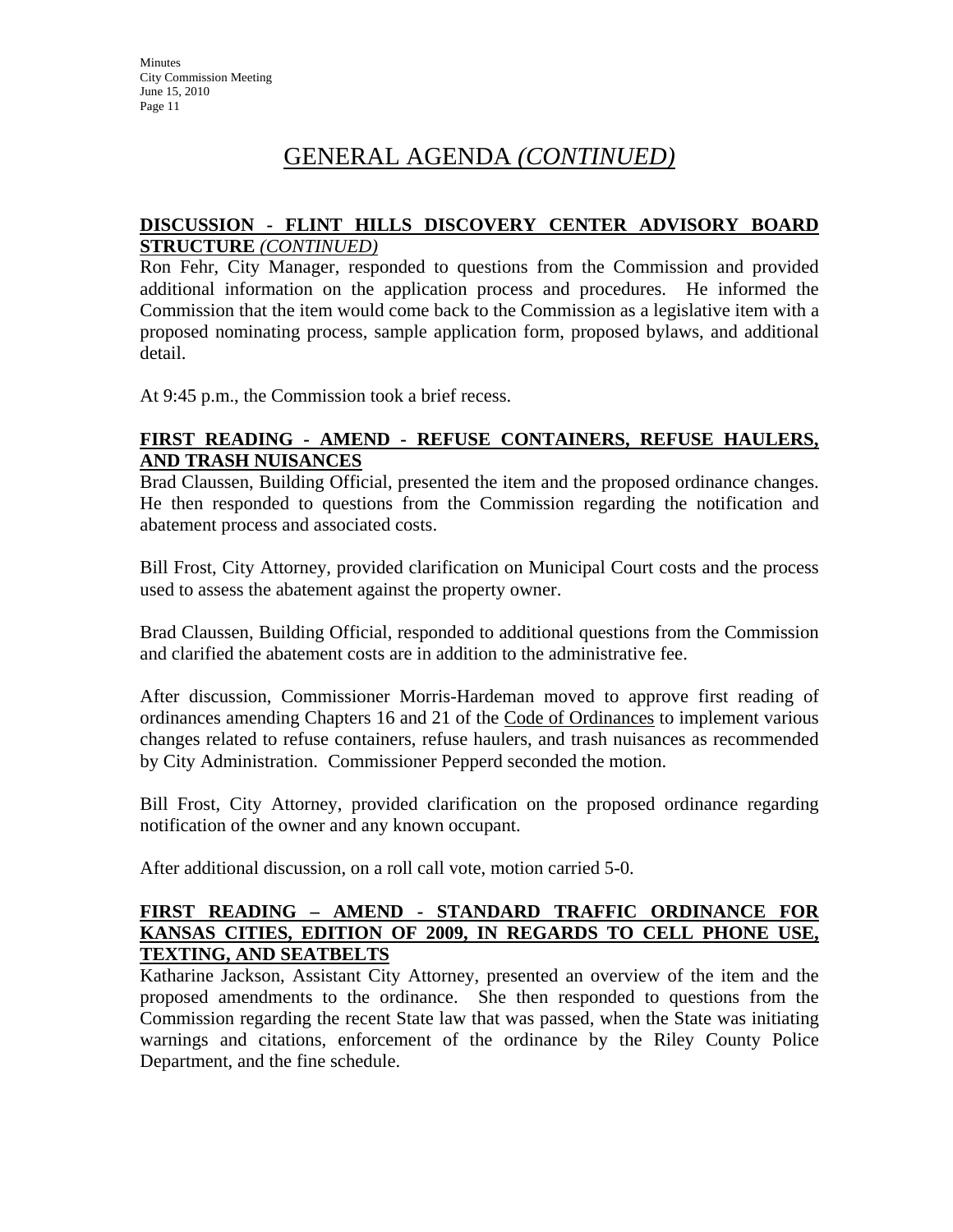# GENERAL AGENDA *(CONTINUED)*

**DISCUSSION - FLINT HILLS DISCOVERY CENTER ADVISORY BOARD STRUCTURE** ***(CONTINUED)***

Ron Fehr, City Manager, responded to questions from the Commission and provided additional information on the application process and procedures. He informed the Commission that the item would come back to the Commission as a legislative item with a proposed nominating process, sample application form, proposed bylaws, and additional detail.

At 9:45 p.m., the Commission took a brief recess.

**FIRST READING - AMEND - REFUSE CONTAINERS, REFUSE HAULERS, AND TRASH NUISANCES**

Brad Claussen, Building Official, presented the item and the proposed ordinance changes. He then responded to questions from the Commission regarding the notification and abatement process and associated costs.

Bill Frost, City Attorney, provided clarification on Municipal Court costs and the process used to assess the abatement against the property owner.

Brad Claussen, Building Official, responded to additional questions from the Commission and clarified the abatement costs are in addition to the administrative fee.

After discussion, Commissioner Morris-Hardeman moved to approve first reading of ordinances amending Chapters 16 and 21 of the Code of Ordinances to implement various changes related to refuse containers, refuse haulers, and trash nuisances as recommended by City Administration. Commissioner Pepperd seconded the motion.

Bill Frost, City Attorney, provided clarification on the proposed ordinance regarding notification of the owner and any known occupant.

After additional discussion, on a roll call vote, motion carried 5-0.

**FIRST READING – AMEND - STANDARD TRAFFIC ORDINANCE FOR KANSAS CITIES, EDITION OF 2009, IN REGARDS TO CELL PHONE USE, TEXTING, AND SEATBELTS**

Katharine Jackson, Assistant City Attorney, presented an overview of the item and the proposed amendments to the ordinance. She then responded to questions from the Commission regarding the recent State law that was passed, when the State was initiating warnings and citations, enforcement of the ordinance by the Riley County Police Department, and the fine schedule.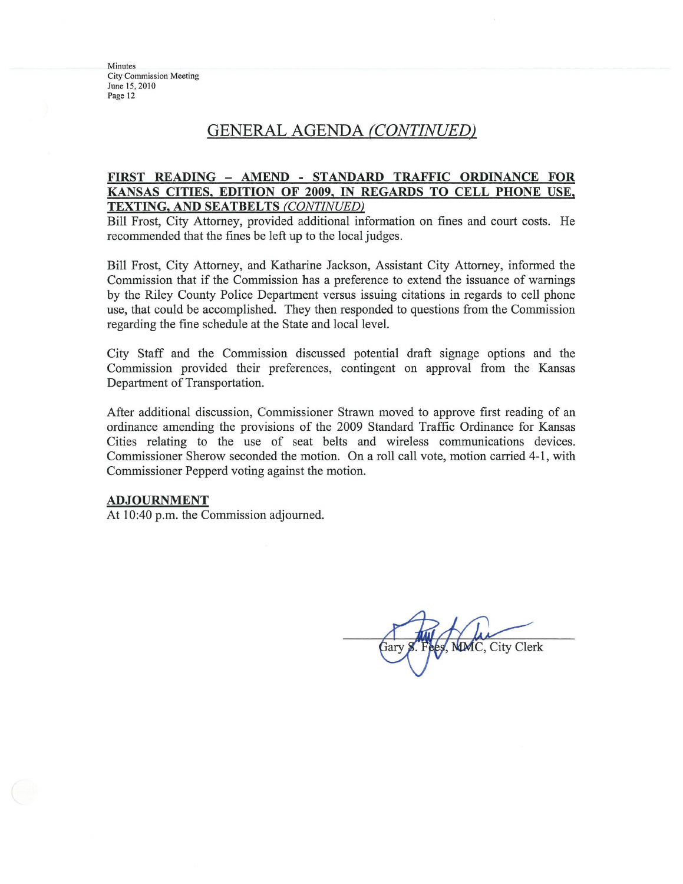## GENERAL AGENDA *(CONTINUED)*

**FIRST READING – AMEND - STANDARD TRAFFIC ORDINANCE FOR KANSAS CITIES, EDITION OF 2009, IN REGARDS TO CELL PHONE USE, TEXTING, AND SEATBELTS** ***(CONTINUED)***

Bill Frost, City Attorney, provided additional information on fines and court costs. He recommended that the fines be left up to the local judges.

Bill Frost, City Attorney, and Katharine Jackson, Assistant City Attorney, informed the Commission that if the Commission has a preference to extend the issuance of warnings by the Riley County Police Department versus issuing citations in regards to cell phone use, that could be accomplished. They then responded to questions from the Commission regarding the fine schedule at the State and local level.

City Staff and the Commission discussed potential draft signage options and the Commission provided their preferences, contingent on approval from the Kansas Department of Transportation.

After additional discussion, Commissioner Strawn moved to approve first reading of an ordinance amending the provisions of the 2009 Standard Traffic Ordinance for Kansas Cities relating to the use of seat belts and wireless communications devices. Commissioner Sherow seconded the motion. On a roll call vote, motion carried 4-1, with Commissioner Pepperd voting against the motion.

**ADJOURNMENT**

At 10:40 p.m. the Commission adjourned.

Gary S. Fees, MMC, City Clerk